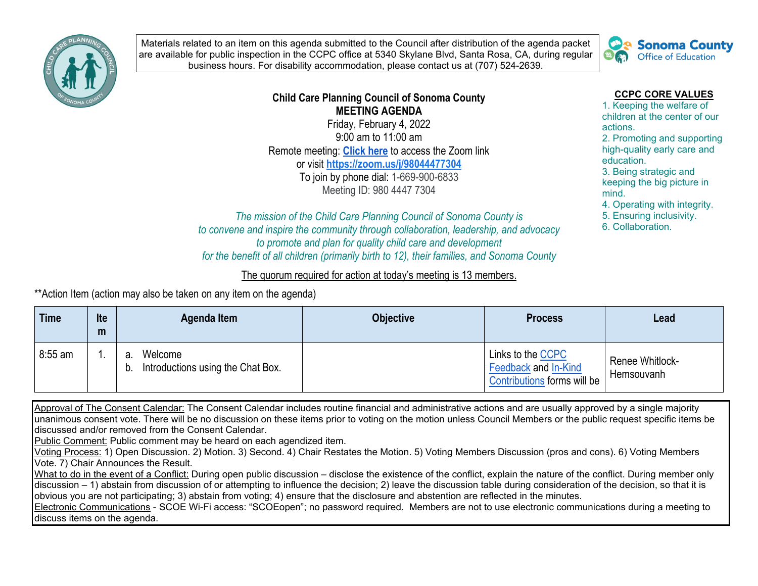Materials related to an item on this agenda submitted to the Council after distribution of the agenda packet are available for public inspection in the CCPC office at 5340 Skylane Blvd, Santa Rosa, CA, during regular business hours. For disability accommodation, please contact us at (707) 524-2639.

Sonoma County Office of Education

# Child Care Planning Council of Sonoma County
## MEETING AGENDA

Friday, February 4, 2022
9:00 am to 11:00 am
Remote meeting: **Click here** to access the Zoom link
or visit **https://zoom.us/j/98044477304**
To join by phone dial: 1-669-900-6833
Meeting ID: 980 4447 7304

**CCPC CORE VALUES**

1. Keeping the welfare of children at the center of our actions.
2. Promoting and supporting high-quality early care and education.
3. Being strategic and keeping the big picture in mind.
4. Operating with integrity.
5. Ensuring inclusivity.
6. Collaboration.

*The mission of the Child Care Planning Council of Sonoma County is to convene and inspire the community through collaboration, leadership, and advocacy to promote and plan for quality child care and development for the benefit of all children (primarily birth to 12), their families, and Sonoma County*

The quorum required for action at today's meeting is 13 members.

**Action Item (action may also be taken on any item on the agenda)

| Time | Item | Agenda Item | Objective | Process | Lead |
|---|---|---|---|---|---|
| 8:55 am | 1. | a. Welcome<br>b. Introductions using the Chat Box. | | Links to the CCPC Feedback and In-Kind Contributions forms will be | Renee Whitlock-Hemsouvanh |

Approval of The Consent Calendar: The Consent Calendar includes routine financial and administrative actions and are usually approved by a single majority unanimous consent vote. There will be no discussion on these items prior to voting on the motion unless Council Members or the public request specific items be discussed and/or removed from the Consent Calendar.
Public Comment: Public comment may be heard on each agendized item.
Voting Process: 1) Open Discussion. 2) Motion. 3) Second. 4) Chair Restates the Motion. 5) Voting Members Discussion (pros and cons). 6) Voting Members Vote. 7) Chair Announces the Result.
What to do in the event of a Conflict: During open public discussion – disclose the existence of the conflict, explain the nature of the conflict. During member only discussion – 1) abstain from discussion of or attempting to influence the decision; 2) leave the discussion table during consideration of the decision, so that it is obvious you are not participating; 3) abstain from voting; 4) ensure that the disclosure and abstention are reflected in the minutes.
Electronic Communications - SCOE Wi-Fi access: "SCOEopen"; no password required. Members are not to use electronic communications during a meeting to discuss items on the agenda.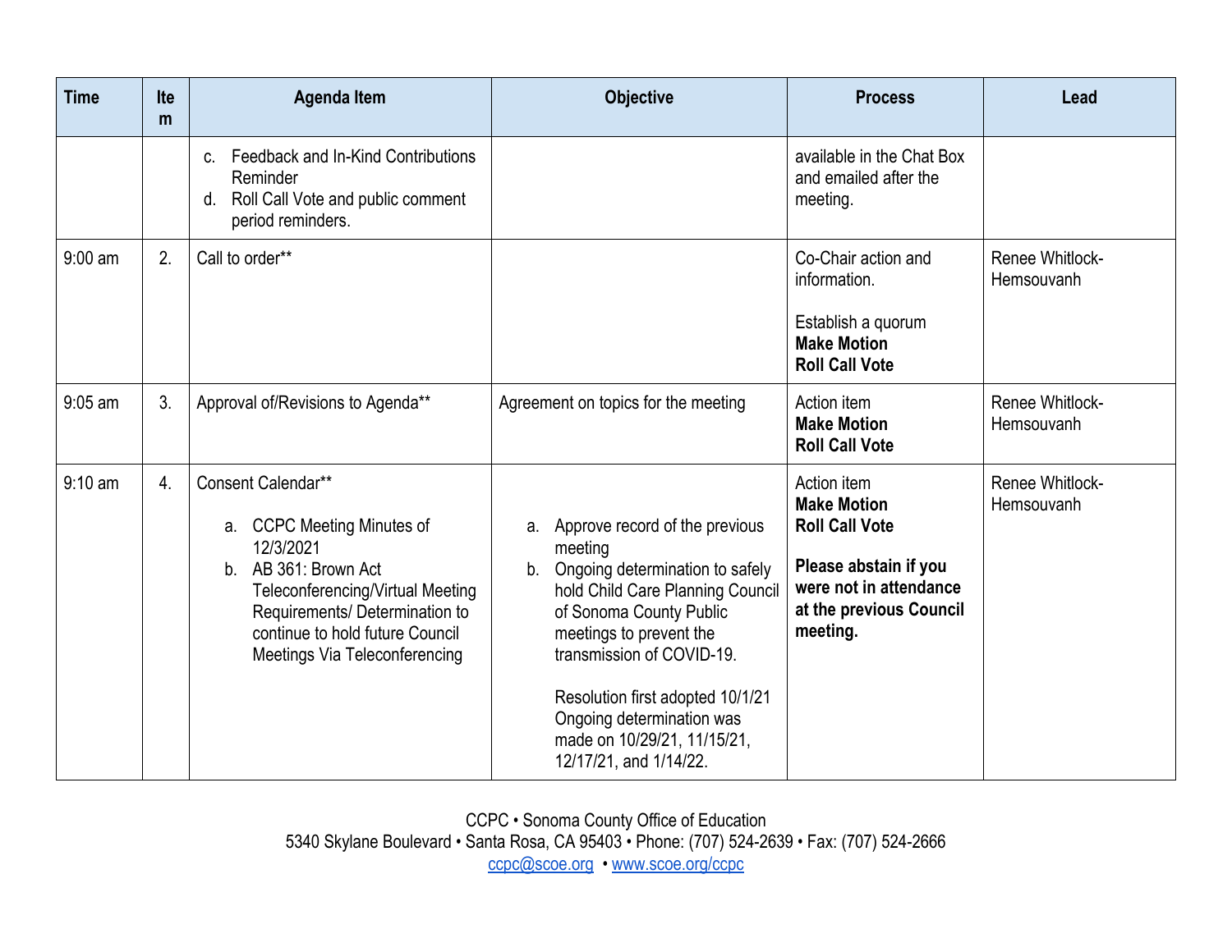| Time | Item | Agenda Item | Objective | Process | Lead |
|---|---|---|---|---|---|
| | | c. Feedback and In-Kind Contributions Reminder<br>d. Roll Call Vote and public comment period reminders. | | available in the Chat Box and emailed after the meeting. | |
| 9:00 am | 2. | Call to order** | | Co-Chair action and information.<br><br>Establish a quorum<br>**Make Motion**<br>**Roll Call Vote** | Renee Whitlock-Hemsouvanh |
| 9:05 am | 3. | Approval of/Revisions to Agenda** | Agreement on topics for the meeting | Action item<br>**Make Motion**<br>**Roll Call Vote** | Renee Whitlock-Hemsouvanh |
| 9:10 am | 4. | Consent Calendar**<br><br>a. CCPC Meeting Minutes of 12/3/2021<br>b. AB 361: Brown Act Teleconferencing/Virtual Meeting Requirements/ Determination to continue to hold future Council Meetings Via Teleconferencing | a. Approve record of the previous meeting<br>b. Ongoing determination to safely hold Child Care Planning Council of Sonoma County Public meetings to prevent the transmission of COVID-19.<br><br>Resolution first adopted 10/1/21 Ongoing determination was made on 10/29/21, 11/15/21, 12/17/21, and 1/14/22. | Action item<br>**Make Motion**<br>**Roll Call Vote**<br><br>**Please abstain if you were not in attendance at the previous Council meeting.** | Renee Whitlock-Hemsouvanh |

CCPC • Sonoma County Office of Education
5340 Skylane Boulevard • Santa Rosa, CA 95403 • Phone: (707) 524-2639 • Fax: (707) 524-2666
ccpc@scoe.org • www.scoe.org/ccpc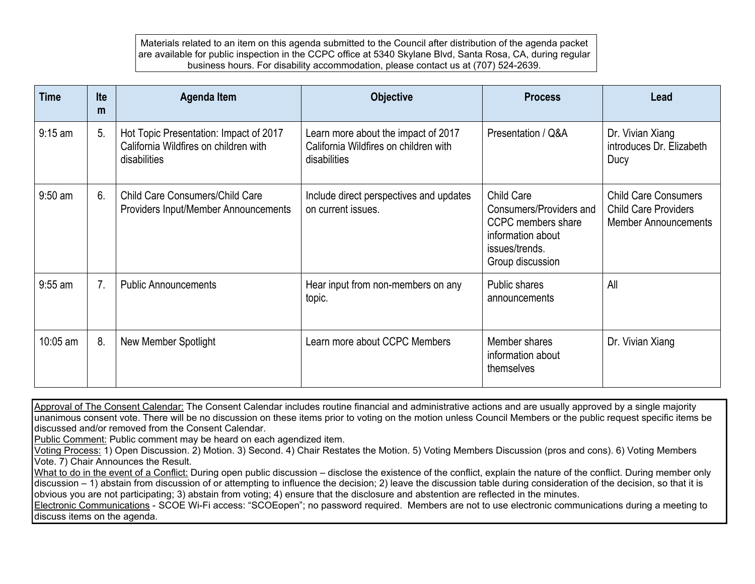Materials related to an item on this agenda submitted to the Council after distribution of the agenda packet are available for public inspection in the CCPC office at 5340 Skylane Blvd, Santa Rosa, CA, during regular business hours. For disability accommodation, please contact us at (707) 524-2639.

| Time | Item | Agenda Item | Objective | Process | Lead |
|---|---|---|---|---|---|
| 9:15 am | 5. | Hot Topic Presentation: Impact of 2017 California Wildfires on children with disabilities | Learn more about the impact of 2017 California Wildfires on children with disabilities | Presentation / Q&A | Dr. Vivian Xiang introduces Dr. Elizabeth Ducy |
| 9:50 am | 6. | Child Care Consumers/Child Care Providers Input/Member Announcements | Include direct perspectives and updates on current issues. | Child Care Consumers/Providers and CCPC members share information about issues/trends. Group discussion | Child Care Consumers Child Care Providers Member Announcements |
| 9:55 am | 7. | Public Announcements | Hear input from non-members on any topic. | Public shares announcements | All |
| 10:05 am | 8. | New Member Spotlight | Learn more about CCPC Members | Member shares information about themselves | Dr. Vivian Xiang |

Approval of The Consent Calendar: The Consent Calendar includes routine financial and administrative actions and are usually approved by a single majority unanimous consent vote. There will be no discussion on these items prior to voting on the motion unless Council Members or the public request specific items be discussed and/or removed from the Consent Calendar.
Public Comment: Public comment may be heard on each agendized item.
Voting Process: 1) Open Discussion. 2) Motion. 3) Second. 4) Chair Restates the Motion. 5) Voting Members Discussion (pros and cons). 6) Voting Members Vote. 7) Chair Announces the Result.
What to do in the event of a Conflict: During open public discussion – disclose the existence of the conflict, explain the nature of the conflict. During member only discussion – 1) abstain from discussion of or attempting to influence the decision; 2) leave the discussion table during consideration of the decision, so that it is obvious you are not participating; 3) abstain from voting; 4) ensure that the disclosure and abstention are reflected in the minutes.
Electronic Communications - SCOE Wi-Fi access: "SCOEopen"; no password required. Members are not to use electronic communications during a meeting to discuss items on the agenda.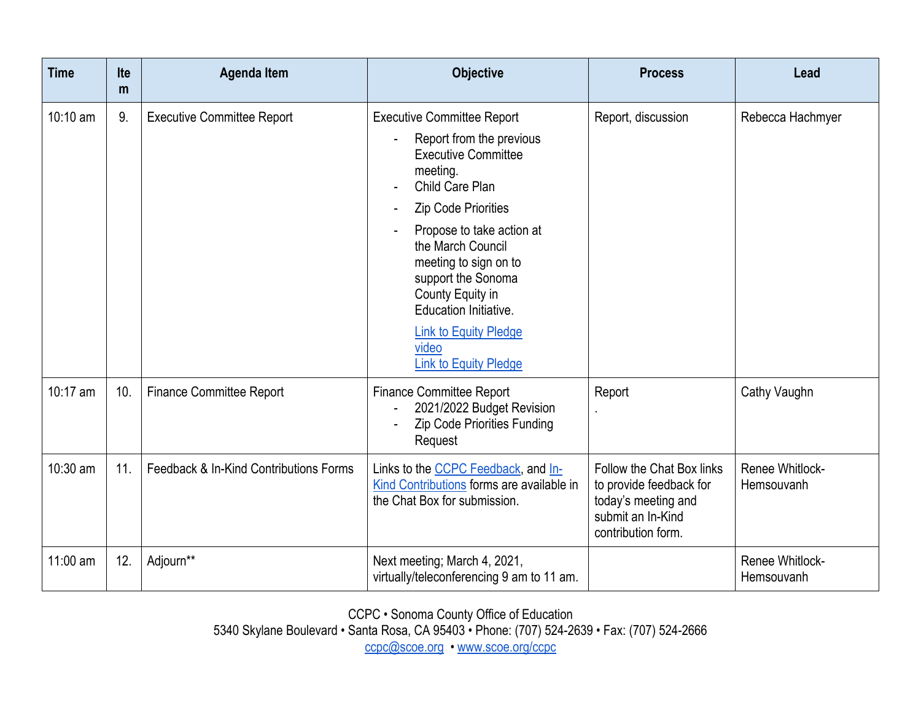| Time | Item | Agenda Item | Objective | Process | Lead |
|---|---|---|---|---|---|
| 10:10 am | 9. | Executive Committee Report | Executive Committee Report<br>- Report from the previous Executive Committee meeting.<br>- Child Care Plan<br>- Zip Code Priorities<br>- Propose to take action at the March Council meeting to sign on to support the Sonoma County Equity in Education Initiative.<br>Link to Equity Pledge video<br>Link to Equity Pledge | Report, discussion | Rebecca Hachmyer |
| 10:17 am | 10. | Finance Committee Report | Finance Committee Report<br>- 2021/2022 Budget Revision<br>- Zip Code Priorities Funding Request | Report<br>. | Cathy Vaughn |
| 10:30 am | 11. | Feedback & In-Kind Contributions Forms | Links to the CCPC Feedback, and In-Kind Contributions forms are available in the Chat Box for submission. | Follow the Chat Box links to provide feedback for today's meeting and submit an In-Kind contribution form. | Renee Whitlock-Hemsouvanh |
| 11:00 am | 12. | Adjourn** | Next meeting; March 4, 2021, virtually/teleconferencing 9 am to 11 am. | | Renee Whitlock-Hemsouvanh |

CCPC • Sonoma County Office of Education
5340 Skylane Boulevard • Santa Rosa, CA 95403 • Phone: (707) 524-2639 • Fax: (707) 524-2666
ccpc@scoe.org • www.scoe.org/ccpc